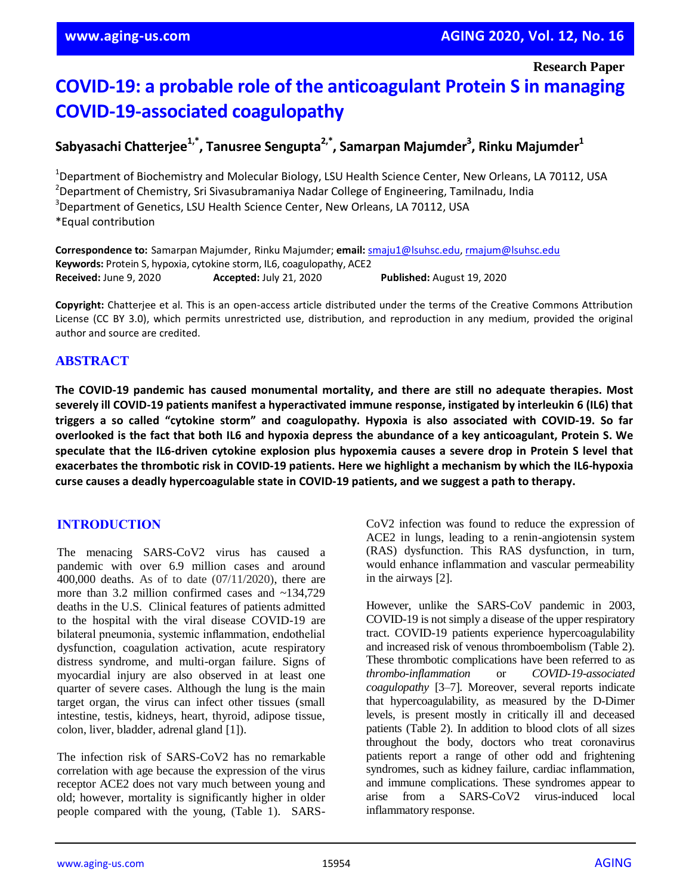Research Paper

# COVID-19: a probable role of the anticoagulant Protein S in managing COVID-19-associated coagulopathy

**Sabyasachi Chatterjee[1,*], Tanusree Sengupta[2,*], Samarpan Majumder[3], Rinku Majumder[1]**

[1]Department of Biochemistry and Molecular Biology, LSU Health Science Center, New Orleans, LA 70112, USA
[2]Department of Chemistry, Sri Sivasubramaniya Nadar College of Engineering, Tamilnadu, India
[3]Department of Genetics, LSU Health Science Center, New Orleans, LA 70112, USA
*Equal contribution

**Correspondence to:** Samarpan Majumder, Rinku Majumder; **email:** smaju1@lsuhsc.edu, rmajum@lsuhsc.edu
**Keywords:** Protein S, hypoxia, cytokine storm, IL6, coagulopathy, ACE2
**Received:** June 9, 2020 **Accepted:** July 21, 2020 **Published:** August 19, 2020

**Copyright:** Chatterjee et al. This is an open-access article distributed under the terms of the Creative Commons Attribution License (CC BY 3.0), which permits unrestricted use, distribution, and reproduction in any medium, provided the original author and source are credited.

## ABSTRACT

**The COVID-19 pandemic has caused monumental mortality, and there are still no adequate therapies. Most severely ill COVID-19 patients manifest a hyperactivated immune response, instigated by interleukin 6 (IL6) that triggers a so called "cytokine storm" and coagulopathy. Hypoxia is also associated with COVID-19. So far overlooked is the fact that both IL6 and hypoxia depress the abundance of a key anticoagulant, Protein S. We speculate that the IL6-driven cytokine explosion plus hypoxemia causes a severe drop in Protein S level that exacerbates the thrombotic risk in COVID-19 patients. Here we highlight a mechanism by which the IL6-hypoxia curse causes a deadly hypercoagulable state in COVID-19 patients, and we suggest a path to therapy.**

## INTRODUCTION

The menacing SARS-CoV2 virus has caused a pandemic with over 6.9 million cases and around 400,000 deaths. As of to date (07/11/2020), there are more than 3.2 million confirmed cases and ~134,729 deaths in the U.S. Clinical features of patients admitted to the hospital with the viral disease COVID-19 are bilateral pneumonia, systemic inflammation, endothelial dysfunction, coagulation activation, acute respiratory distress syndrome, and multi-organ failure. Signs of myocardial injury are also observed in at least one quarter of severe cases. Although the lung is the main target organ, the virus can infect other tissues (small intestine, testis, kidneys, heart, thyroid, adipose tissue, colon, liver, bladder, adrenal gland [1]).

The infection risk of SARS-CoV2 has no remarkable correlation with age because the expression of the virus receptor ACE2 does not vary much between young and old; however, mortality is significantly higher in older people compared with the young, (Table 1). SARS-CoV2 infection was found to reduce the expression of ACE2 in lungs, leading to a renin-angiotensin system (RAS) dysfunction. This RAS dysfunction, in turn, would enhance inflammation and vascular permeability in the airways [2].

However, unlike the SARS-CoV pandemic in 2003, COVID-19 is not simply a disease of the upper respiratory tract. COVID-19 patients experience hypercoagulability and increased risk of venous thromboembolism (Table 2). These thrombotic complications have been referred to as *thrombo-inflammation* or *COVID-19-associated coagulopathy* [3–7]. Moreover, several reports indicate that hypercoagulability, as measured by the D-Dimer levels, is present mostly in critically ill and deceased patients (Table 2). In addition to blood clots of all sizes throughout the body, doctors who treat coronavirus patients report a range of other odd and frightening syndromes, such as kidney failure, cardiac inflammation, and immune complications. These syndromes appear to arise from a SARS-CoV2 virus-induced local inflammatory response.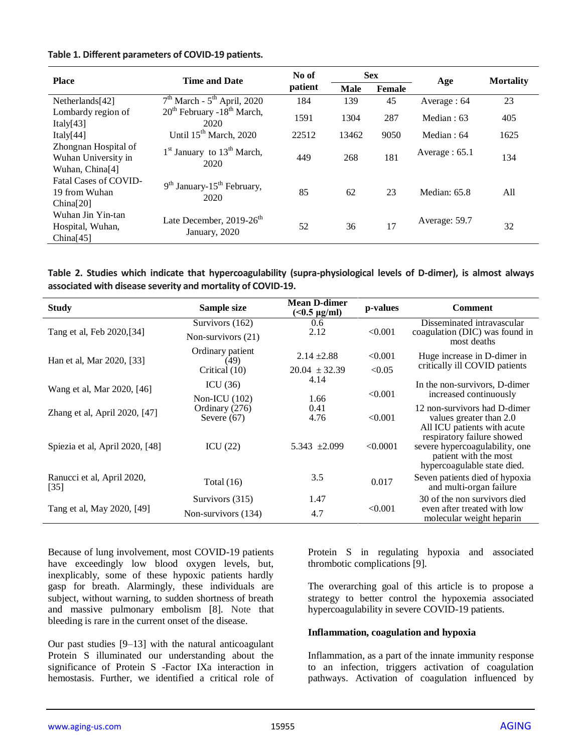**Table 1. Different parameters of COVID-19 patients.**

| Place | Time and Date | No of patient | Sex | | Age | Mortality |
|---|---|---|---|---|---|---|
| | | | Male | Female | | |
| Netherlands[42] | 7th March - 5th April, 2020 | 184 | 139 | 45 | Average : 64 | 23 |
| Lombardy region of Italy[43] | 20th February -18th March, 2020 | 1591 | 1304 | 287 | Median : 63 | 405 |
| Italy[44] | Until 15th March, 2020 | 22512 | 13462 | 9050 | Median : 64 | 1625 |
| Zhongnan Hospital of Wuhan University in Wuhan, China[4] | 1st January to 13th March, 2020 | 449 | 268 | 181 | Average : 65.1 | 134 |
| Fatal Cases of COVID-19 from Wuhan China[20] | 9th January-15th February, 2020 | 85 | 62 | 23 | Median: 65.8 | All |
| Wuhan Jin Yin-tan Hospital, Wuhan, China[45] | Late December, 2019-26th January, 2020 | 52 | 36 | 17 | Average: 59.7 | 32 |

**Table 2. Studies which indicate that hypercoagulability (supra-physiological levels of D-dimer), is almost always associated with disease severity and mortality of COVID-19.**

| Study | Sample size | Mean D-dimer (<0.5 μg/ml) | p-values | Comment |
|---|---|---|---|---|
| Tang et al, Feb 2020,[34] | Survivors (162) | 0.6 | <0.001 | Disseminated intravascular coagulation (DIC) was found in most deaths |
| | Non-survivors (21) | 2.12 | | |
| Han et al, Mar 2020, [33] | Ordinary patient (49) | 2.14 ±2.88 | <0.001 | Huge increase in D-dimer in critically ill COVID patients |
| | Critical (10) | 20.04 ± 32.39 | <0.05 | |
| Wang et al, Mar 2020, [46] | ICU (36) | 4.14 | <0.001 | In the non-survivors, D-dimer increased continuously |
| | Non-ICU (102) | 1.66 | | |
| Zhang et al, April 2020, [47] | Ordinary (276) Severe (67) | 0.41 4.76 | <0.001 | 12 non-survivors had D-dimer values greater than 2.0 |
| Spiezia et al, April 2020, [48] | ICU (22) | 5.343 ±2.099 | <0.0001 | All ICU patients with acute respiratory failure showed severe hypercoagulability, one patient with the most hypercoagulable state died. |
| Ranucci et al, April 2020, [35] | Total (16) | 3.5 | 0.017 | Seven patients died of hypoxia and multi-organ failure |
| Tang et al, May 2020, [49] | Survivors (315) | 1.47 | <0.001 | 30 of the non survivors died even after treated with low molecular weight heparin |
| | Non-survivors (134) | 4.7 | | |

Because of lung involvement, most COVID-19 patients have exceedingly low blood oxygen levels, but, inexplicably, some of these hypoxic patients hardly gasp for breath. Alarmingly, these individuals are subject, without warning, to sudden shortness of breath and massive pulmonary embolism [8]. Note that bleeding is rare in the current onset of the disease.

Our past studies [9–13] with the natural anticoagulant Protein S illuminated our understanding about the significance of Protein S -Factor IXa interaction in hemostasis. Further, we identified a critical role of Protein S in regulating hypoxia and associated thrombotic complications [9].

The overarching goal of this article is to propose a strategy to better control the hypoxemia associated hypercoagulability in severe COVID-19 patients.

### Inflammation, coagulation and hypoxia

Inflammation, as a part of the innate immunity response to an infection, triggers activation of coagulation pathways. Activation of coagulation influenced by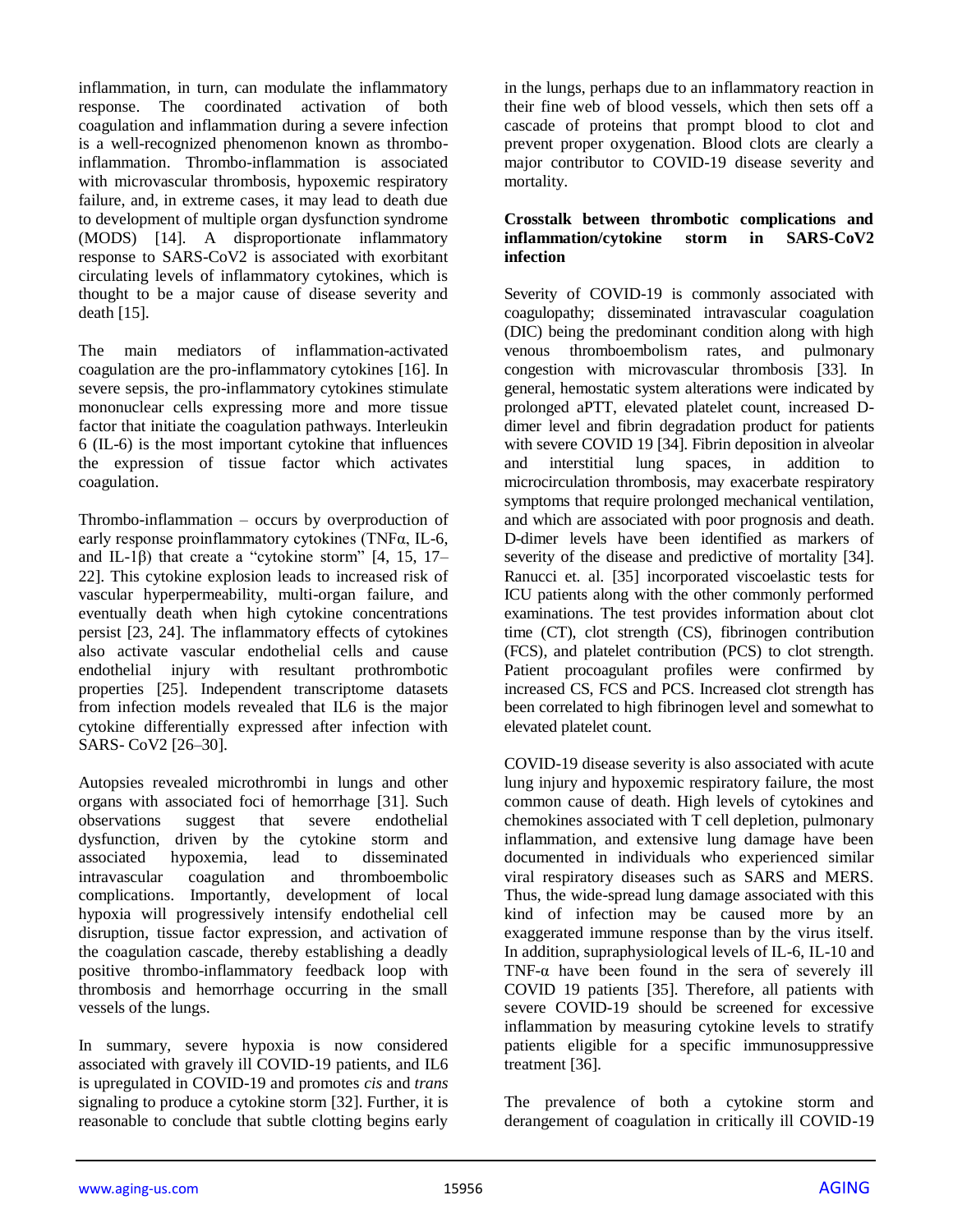inflammation, in turn, can modulate the inflammatory response. The coordinated activation of both coagulation and inflammation during a severe infection is a well-recognized phenomenon known as thrombo-inflammation. Thrombo-inflammation is associated with microvascular thrombosis, hypoxemic respiratory failure, and, in extreme cases, it may lead to death due to development of multiple organ dysfunction syndrome (MODS) [14]. A disproportionate inflammatory response to SARS-CoV2 is associated with exorbitant circulating levels of inflammatory cytokines, which is thought to be a major cause of disease severity and death [15].

The main mediators of inflammation-activated coagulation are the pro-inflammatory cytokines [16]. In severe sepsis, the pro-inflammatory cytokines stimulate mononuclear cells expressing more and more tissue factor that initiate the coagulation pathways. Interleukin 6 (IL-6) is the most important cytokine that influences the expression of tissue factor which activates coagulation.

Thrombo-inflammation – occurs by overproduction of early response proinflammatory cytokines (TNFα, IL-6, and IL-1β) that create a "cytokine storm" [4, 15, 17–22]. This cytokine explosion leads to increased risk of vascular hyperpermeability, multi-organ failure, and eventually death when high cytokine concentrations persist [23, 24]. The inflammatory effects of cytokines also activate vascular endothelial cells and cause endothelial injury with resultant prothrombotic properties [25]. Independent transcriptome datasets from infection models revealed that IL6 is the major cytokine differentially expressed after infection with SARS- CoV2 [26–30].

Autopsies revealed microthrombi in lungs and other organs with associated foci of hemorrhage [31]. Such observations suggest that severe endothelial dysfunction, driven by the cytokine storm and associated hypoxemia, lead to disseminated intravascular coagulation and thromboembolic complications. Importantly, development of local hypoxia will progressively intensify endothelial cell disruption, tissue factor expression, and activation of the coagulation cascade, thereby establishing a deadly positive thrombo-inflammatory feedback loop with thrombosis and hemorrhage occurring in the small vessels of the lungs.

In summary, severe hypoxia is now considered associated with gravely ill COVID-19 patients, and IL6 is upregulated in COVID-19 and promotes *cis* and *trans* signaling to produce a cytokine storm [32]. Further, it is reasonable to conclude that subtle clotting begins early in the lungs, perhaps due to an inflammatory reaction in their fine web of blood vessels, which then sets off a cascade of proteins that prompt blood to clot and prevent proper oxygenation. Blood clots are clearly a major contributor to COVID-19 disease severity and mortality.

**Crosstalk between thrombotic complications and inflammation/cytokine storm in SARS-CoV2 infection**

Severity of COVID-19 is commonly associated with coagulopathy; disseminated intravascular coagulation (DIC) being the predominant condition along with high venous thromboembolism rates, and pulmonary congestion with microvascular thrombosis [33]. In general, hemostatic system alterations were indicated by prolonged aPTT, elevated platelet count, increased D-dimer level and fibrin degradation product for patients with severe COVID 19 [34]. Fibrin deposition in alveolar and interstitial lung spaces, in addition to microcirculation thrombosis, may exacerbate respiratory symptoms that require prolonged mechanical ventilation, and which are associated with poor prognosis and death. D-dimer levels have been identified as markers of severity of the disease and predictive of mortality [34]. Ranucci et. al. [35] incorporated viscoelastic tests for ICU patients along with the other commonly performed examinations. The test provides information about clot time (CT), clot strength (CS), fibrinogen contribution (FCS), and platelet contribution (PCS) to clot strength. Patient procoagulant profiles were confirmed by increased CS, FCS and PCS. Increased clot strength has been correlated to high fibrinogen level and somewhat to elevated platelet count.

COVID-19 disease severity is also associated with acute lung injury and hypoxemic respiratory failure, the most common cause of death. High levels of cytokines and chemokines associated with T cell depletion, pulmonary inflammation, and extensive lung damage have been documented in individuals who experienced similar viral respiratory diseases such as SARS and MERS. Thus, the wide-spread lung damage associated with this kind of infection may be caused more by an exaggerated immune response than by the virus itself. In addition, supraphysiological levels of IL-6, IL-10 and TNF-α have been found in the sera of severely ill COVID 19 patients [35]. Therefore, all patients with severe COVID-19 should be screened for excessive inflammation by measuring cytokine levels to stratify patients eligible for a specific immunosuppressive treatment [36].

The prevalence of both a cytokine storm and derangement of coagulation in critically ill COVID-19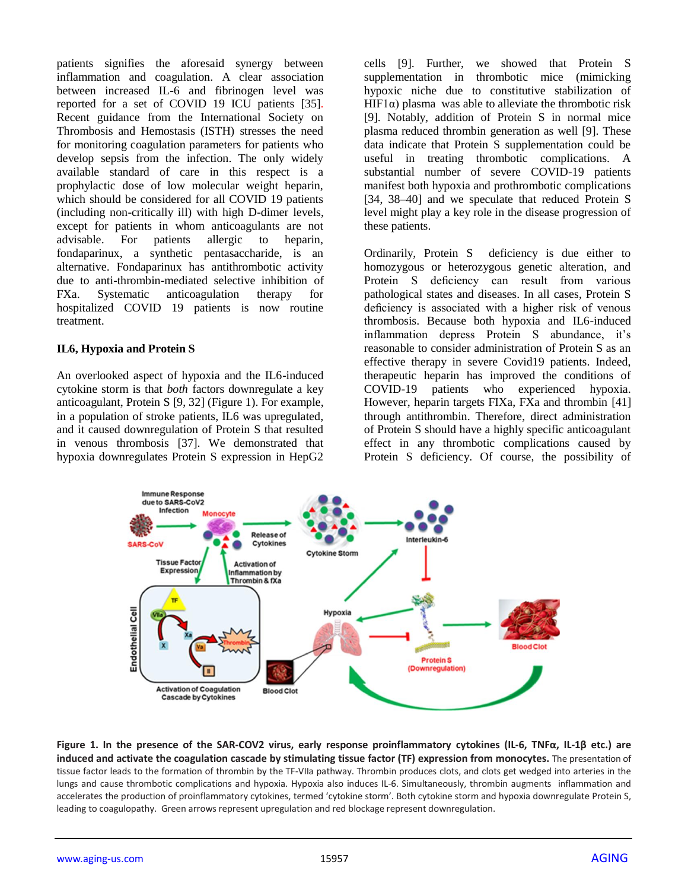patients signifies the aforesaid synergy between inflammation and coagulation. A clear association between increased IL-6 and fibrinogen level was reported for a set of COVID 19 ICU patients [35]. Recent guidance from the International Society on Thrombosis and Hemostasis (ISTH) stresses the need for monitoring coagulation parameters for patients who develop sepsis from the infection. The only widely available standard of care in this respect is a prophylactic dose of low molecular weight heparin, which should be considered for all COVID 19 patients (including non-critically ill) with high D-dimer levels, except for patients in whom anticoagulants are not advisable. For patients allergic to heparin, fondaparinux, a synthetic pentasaccharide, is an alternative. Fondaparinux has antithrombotic activity due to anti-thrombin-mediated selective inhibition of FXa. Systematic anticoagulation therapy for hospitalized COVID 19 patients is now routine treatment.

### IL6, Hypoxia and Protein S

An overlooked aspect of hypoxia and the IL6-induced cytokine storm is that *both* factors downregulate a key anticoagulant, Protein S [9, 32] (Figure 1). For example, in a population of stroke patients, IL6 was upregulated, and it caused downregulation of Protein S that resulted in venous thrombosis [37]. We demonstrated that hypoxia downregulates Protein S expression in HepG2 cells [9]. Further, we showed that Protein S supplementation in thrombotic mice (mimicking hypoxic niche due to constitutive stabilization of HIF1α) plasma was able to alleviate the thrombotic risk [9]. Notably, addition of Protein S in normal mice plasma reduced thrombin generation as well [9]. These data indicate that Protein S supplementation could be useful in treating thrombotic complications. A substantial number of severe COVID-19 patients manifest both hypoxia and prothrombotic complications [34, 38–40] and we speculate that reduced Protein S level might play a key role in the disease progression of these patients.

Ordinarily, Protein S deficiency is due either to homozygous or heterozygous genetic alteration, and Protein S deficiency can result from various pathological states and diseases. In all cases, Protein S deficiency is associated with a higher risk of venous thrombosis. Because both hypoxia and IL6-induced inflammation depress Protein S abundance, it's reasonable to consider administration of Protein S as an effective therapy in severe Covid19 patients. Indeed, therapeutic heparin has improved the conditions of COVID-19 patients who experienced hypoxia. However, heparin targets FIXa, FXa and thrombin [41] through antithrombin. Therefore, direct administration of Protein S should have a highly specific anticoagulant effect in any thrombotic complications caused by Protein S deficiency. Of course, the possibility of

**Figure 1. In the presence of the SAR-COV2 virus, early response proinflammatory cytokines (IL-6, TNFα, IL-1β etc.) are induced and activate the coagulation cascade by stimulating tissue factor (TF) expression from monocytes.** The presentation of tissue factor leads to the formation of thrombin by the TF-VIIa pathway. Thrombin produces clots, and clots get wedged into arteries in the lungs and cause thrombotic complications and hypoxia. Hypoxia also induces IL-6. Simultaneously, thrombin augments inflammation and accelerates the production of proinflammatory cytokines, termed 'cytokine storm'. Both cytokine storm and hypoxia downregulate Protein S, leading to coagulopathy. Green arrows represent upregulation and red blockage represent downregulation.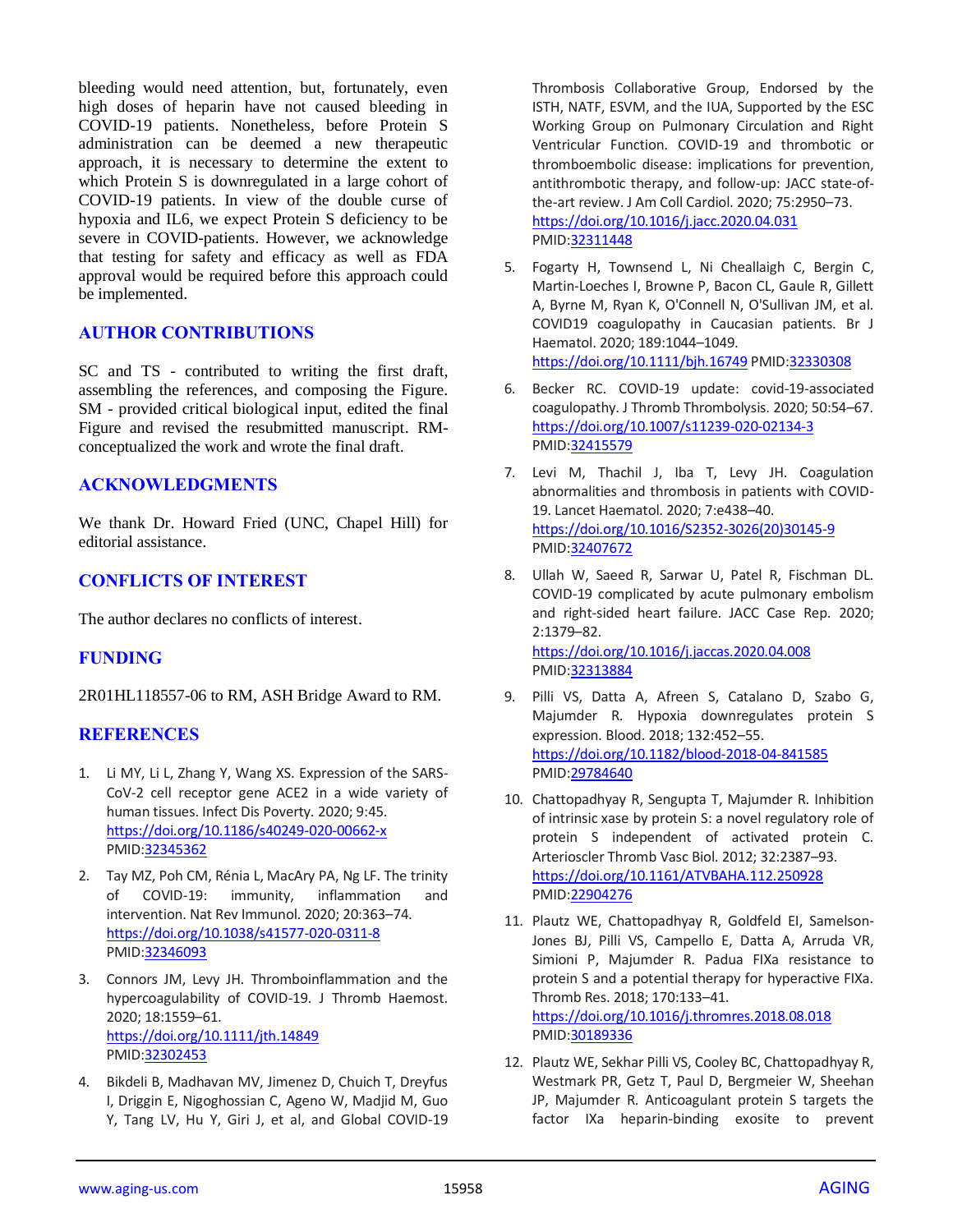bleeding would need attention, but, fortunately, even high doses of heparin have not caused bleeding in COVID-19 patients. Nonetheless, before Protein S administration can be deemed a new therapeutic approach, it is necessary to determine the extent to which Protein S is downregulated in a large cohort of COVID-19 patients. In view of the double curse of hypoxia and IL6, we expect Protein S deficiency to be severe in COVID-patients. However, we acknowledge that testing for safety and efficacy as well as FDA approval would be required before this approach could be implemented.

## AUTHOR CONTRIBUTIONS

SC and TS - contributed to writing the first draft, assembling the references, and composing the Figure. SM - provided critical biological input, edited the final Figure and revised the resubmitted manuscript. RM-conceptualized the work and wrote the final draft.

## ACKNOWLEDGMENTS

We thank Dr. Howard Fried (UNC, Chapel Hill) for editorial assistance.

## CONFLICTS OF INTEREST

The author declares no conflicts of interest.

## FUNDING

2R01HL118557-06 to RM, ASH Bridge Award to RM.

## REFERENCES

1. Li MY, Li L, Zhang Y, Wang XS. Expression of the SARS-CoV-2 cell receptor gene ACE2 in a wide variety of human tissues. Infect Dis Poverty. 2020; 9:45. https://doi.org/10.1186/s40249-020-00662-x PMID:32345362

2. Tay MZ, Poh CM, Rénia L, MacAry PA, Ng LF. The trinity of COVID-19: immunity, inflammation and intervention. Nat Rev Immunol. 2020; 20:363–74. https://doi.org/10.1038/s41577-020-0311-8 PMID:32346093

3. Connors JM, Levy JH. Thromboinflammation and the hypercoagulability of COVID-19. J Thromb Haemost. 2020; 18:1559–61. https://doi.org/10.1111/jth.14849 PMID:32302453

4. Bikdeli B, Madhavan MV, Jimenez D, Chuich T, Dreyfus I, Driggin E, Nigoghossian C, Ageno W, Madjid M, Guo Y, Tang LV, Hu Y, Giri J, et al, and Global COVID-19 Thrombosis Collaborative Group, Endorsed by the ISTH, NATF, ESVM, and the IUA, Supported by the ESC Working Group on Pulmonary Circulation and Right Ventricular Function. COVID-19 and thrombotic or thromboembolic disease: implications for prevention, antithrombotic therapy, and follow-up: JACC state-of-the-art review. J Am Coll Cardiol. 2020; 75:2950–73. https://doi.org/10.1016/j.jacc.2020.04.031 PMID:32311448

5. Fogarty H, Townsend L, Ni Cheallaigh C, Bergin C, Martin-Loeches I, Browne P, Bacon CL, Gaule R, Gillett A, Byrne M, Ryan K, O'Connell N, O'Sullivan JM, et al. COVID19 coagulopathy in Caucasian patients. Br J Haematol. 2020; 189:1044–1049. https://doi.org/10.1111/bjh.16749 PMID:32330308

6. Becker RC. COVID-19 update: covid-19-associated coagulopathy. J Thromb Thrombolysis. 2020; 50:54–67. https://doi.org/10.1007/s11239-020-02134-3 PMID:32415579

7. Levi M, Thachil J, Iba T, Levy JH. Coagulation abnormalities and thrombosis in patients with COVID-19. Lancet Haematol. 2020; 7:e438–40. https://doi.org/10.1016/S2352-3026(20)30145-9 PMID:32407672

8. Ullah W, Saeed R, Sarwar U, Patel R, Fischman DL. COVID-19 complicated by acute pulmonary embolism and right-sided heart failure. JACC Case Rep. 2020; 2:1379–82. https://doi.org/10.1016/j.jaccas.2020.04.008 PMID:32313884

9. Pilli VS, Datta A, Afreen S, Catalano D, Szabo G, Majumder R. Hypoxia downregulates protein S expression. Blood. 2018; 132:452–55. https://doi.org/10.1182/blood-2018-04-841585 PMID:29784640

10. Chattopadhyay R, Sengupta T, Majumder R. Inhibition of intrinsic xase by protein S: a novel regulatory role of protein S independent of activated protein C. Arterioscler Thromb Vasc Biol. 2012; 32:2387–93. https://doi.org/10.1161/ATVBAHA.112.250928 PMID:22904276

11. Plautz WE, Chattopadhyay R, Goldfeld EI, Samelson-Jones BJ, Pilli VS, Campello E, Datta A, Arruda VR, Simioni P, Majumder R. Padua FIXa resistance to protein S and a potential therapy for hyperactive FIXa. Thromb Res. 2018; 170:133–41. https://doi.org/10.1016/j.thromres.2018.08.018 PMID:30189336

12. Plautz WE, Sekhar Pilli VS, Cooley BC, Chattopadhyay R, Westmark PR, Getz T, Paul D, Bergmeier W, Sheehan JP, Majumder R. Anticoagulant protein S targets the factor IXa heparin-binding exosite to prevent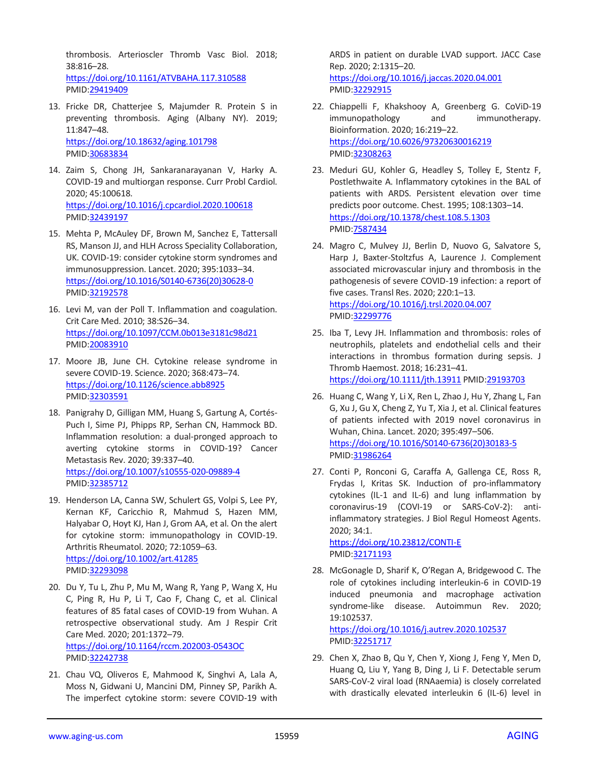thrombosis. Arterioscler Thromb Vasc Biol. 2018; 38:816–28.
https://doi.org/10.1161/ATVBAHA.117.310588
PMID:29419409

13. Fricke DR, Chatterjee S, Majumder R. Protein S in preventing thrombosis. Aging (Albany NY). 2019; 11:847–48.
https://doi.org/10.18632/aging.101798
PMID:30683834

14. Zaim S, Chong JH, Sankaranarayanan V, Harky A. COVID-19 and multiorgan response. Curr Probl Cardiol. 2020; 45:100618.
https://doi.org/10.1016/j.cpcardiol.2020.100618
PMID:32439197

15. Mehta P, McAuley DF, Brown M, Sanchez E, Tattersall RS, Manson JJ, and HLH Across Speciality Collaboration, UK. COVID-19: consider cytokine storm syndromes and immunosuppression. Lancet. 2020; 395:1033–34.
https://doi.org/10.1016/S0140-6736(20)30628-0
PMID:32192578

16. Levi M, van der Poll T. Inflammation and coagulation. Crit Care Med. 2010; 38:S26–34.
https://doi.org/10.1097/CCM.0b013e3181c98d21
PMID:20083910

17. Moore JB, June CH. Cytokine release syndrome in severe COVID-19. Science. 2020; 368:473–74.
https://doi.org/10.1126/science.abb8925
PMID:32303591

18. Panigrahy D, Gilligan MM, Huang S, Gartung A, Cortés-Puch I, Sime PJ, Phipps RP, Serhan CN, Hammock BD. Inflammation resolution: a dual-pronged approach to averting cytokine storms in COVID-19? Cancer Metastasis Rev. 2020; 39:337–40.
https://doi.org/10.1007/s10555-020-09889-4
PMID:32385712

19. Henderson LA, Canna SW, Schulert GS, Volpi S, Lee PY, Kernan KF, Caricchio R, Mahmud S, Hazen MM, Halyabar O, Hoyt KJ, Han J, Grom AA, et al. On the alert for cytokine storm: immunopathology in COVID-19. Arthritis Rheumatol. 2020; 72:1059–63.
https://doi.org/10.1002/art.41285
PMID:32293098

20. Du Y, Tu L, Zhu P, Mu M, Wang R, Yang P, Wang X, Hu C, Ping R, Hu P, Li T, Cao F, Chang C, et al. Clinical features of 85 fatal cases of COVID-19 from Wuhan. A retrospective observational study. Am J Respir Crit Care Med. 2020; 201:1372–79.
https://doi.org/10.1164/rccm.202003-0543OC
PMID:32242738

21. Chau VQ, Oliveros E, Mahmood K, Singhvi A, Lala A, Moss N, Gidwani U, Mancini DM, Pinney SP, Parikh A. The imperfect cytokine storm: severe COVID-19 with ARDS in patient on durable LVAD support. JACC Case Rep. 2020; 2:1315–20.
https://doi.org/10.1016/j.jaccas.2020.04.001
PMID:32292915

22. Chiappelli F, Khakshooy A, Greenberg G. CoViD-19 immunopathology and immunotherapy. Bioinformation. 2020; 16:219–22.
https://doi.org/10.6026/97320630016219
PMID:32308263

23. Meduri GU, Kohler G, Headley S, Tolley E, Stentz F, Postlethwaite A. Inflammatory cytokines in the BAL of patients with ARDS. Persistent elevation over time predicts poor outcome. Chest. 1995; 108:1303–14.
https://doi.org/10.1378/chest.108.5.1303
PMID:7587434

24. Magro C, Mulvey JJ, Berlin D, Nuovo G, Salvatore S, Harp J, Baxter-Stoltzfus A, Laurence J. Complement associated microvascular injury and thrombosis in the pathogenesis of severe COVID-19 infection: a report of five cases. Transl Res. 2020; 220:1–13.
https://doi.org/10.1016/j.trsl.2020.04.007
PMID:32299776

25. Iba T, Levy JH. Inflammation and thrombosis: roles of neutrophils, platelets and endothelial cells and their interactions in thrombus formation during sepsis. J Thromb Haemost. 2018; 16:231–41.
https://doi.org/10.1111/jth.13911 PMID:29193703

26. Huang C, Wang Y, Li X, Ren L, Zhao J, Hu Y, Zhang L, Fan G, Xu J, Gu X, Cheng Z, Yu T, Xia J, et al. Clinical features of patients infected with 2019 novel coronavirus in Wuhan, China. Lancet. 2020; 395:497–506.
https://doi.org/10.1016/S0140-6736(20)30183-5
PMID:31986264

27. Conti P, Ronconi G, Caraffa A, Gallenga CE, Ross R, Frydas I, Kritas SK. Induction of pro-inflammatory cytokines (IL-1 and IL-6) and lung inflammation by coronavirus-19 (COVI-19 or SARS-CoV-2): anti-inflammatory strategies. J Biol Regul Homeost Agents. 2020; 34:1.
https://doi.org/10.23812/CONTI-E
PMID:32171193

28. McGonagle D, Sharif K, O'Regan A, Bridgewood C. The role of cytokines including interleukin-6 in COVID-19 induced pneumonia and macrophage activation syndrome-like disease. Autoimmun Rev. 2020; 19:102537.
https://doi.org/10.1016/j.autrev.2020.102537
PMID:32251717

29. Chen X, Zhao B, Qu Y, Chen Y, Xiong J, Feng Y, Men D, Huang Q, Liu Y, Yang B, Ding J, Li F. Detectable serum SARS-CoV-2 viral load (RNAaemia) is closely correlated with drastically elevated interleukin 6 (IL-6) level in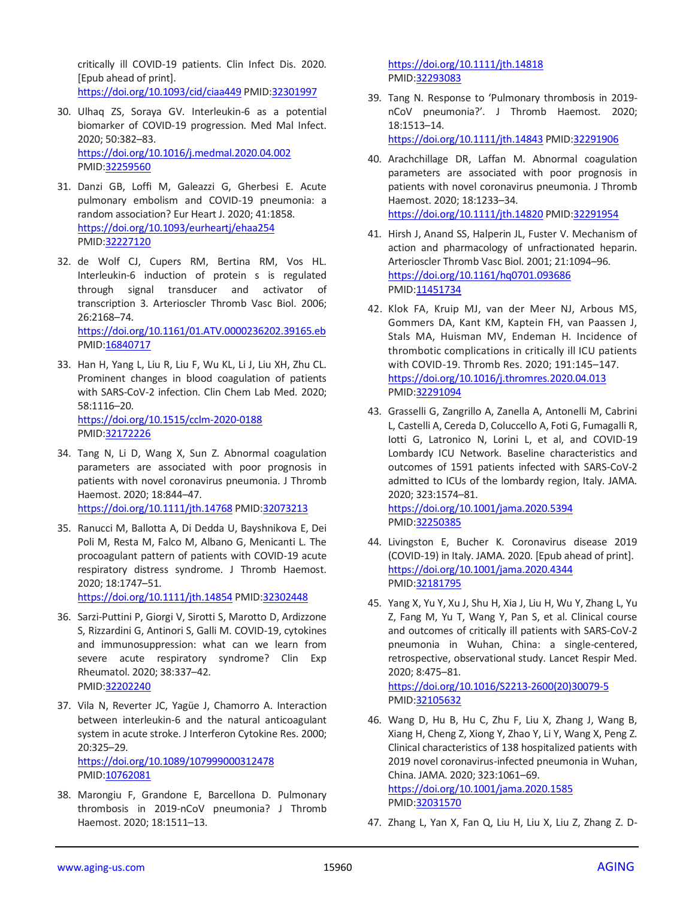critically ill COVID-19 patients. Clin Infect Dis. 2020. [Epub ahead of print]. https://doi.org/10.1093/cid/ciaa449 PMID:32301997

30. Ulhaq ZS, Soraya GV. Interleukin-6 as a potential biomarker of COVID-19 progression. Med Mal Infect. 2020; 50:382–83. https://doi.org/10.1016/j.medmal.2020.04.002 PMID:32259560

31. Danzi GB, Loffi M, Galeazzi G, Gherbesi E. Acute pulmonary embolism and COVID-19 pneumonia: a random association? Eur Heart J. 2020; 41:1858. https://doi.org/10.1093/eurheartj/ehaa254 PMID:32227120

32. de Wolf CJ, Cupers RM, Bertina RM, Vos HL. Interleukin-6 induction of protein s is regulated through signal transducer and activator of transcription 3. Arterioscler Thromb Vasc Biol. 2006; 26:2168–74. https://doi.org/10.1161/01.ATV.0000236202.39165.eb PMID:16840717

33. Han H, Yang L, Liu R, Liu F, Wu KL, Li J, Liu XH, Zhu CL. Prominent changes in blood coagulation of patients with SARS-CoV-2 infection. Clin Chem Lab Med. 2020; 58:1116–20. https://doi.org/10.1515/cclm-2020-0188 PMID:32172226

34. Tang N, Li D, Wang X, Sun Z. Abnormal coagulation parameters are associated with poor prognosis in patients with novel coronavirus pneumonia. J Thromb Haemost. 2020; 18:844–47. https://doi.org/10.1111/jth.14768 PMID:32073213

35. Ranucci M, Ballotta A, Di Dedda U, Bayshnikova E, Dei Poli M, Resta M, Falco M, Albano G, Menicanti L. The procoagulant pattern of patients with COVID-19 acute respiratory distress syndrome. J Thromb Haemost. 2020; 18:1747–51. https://doi.org/10.1111/jth.14854 PMID:32302448

36. Sarzi-Puttini P, Giorgi V, Sirotti S, Marotto D, Ardizzone S, Rizzardini G, Antinori S, Galli M. COVID-19, cytokines and immunosuppression: what can we learn from severe acute respiratory syndrome? Clin Exp Rheumatol. 2020; 38:337–42. PMID:32202240

37. Vila N, Reverter JC, Yagüe J, Chamorro A. Interaction between interleukin-6 and the natural anticoagulant system in acute stroke. J Interferon Cytokine Res. 2000; 20:325–29. https://doi.org/10.1089/107999000312478 PMID:10762081

38. Marongiu F, Grandone E, Barcellona D. Pulmonary thrombosis in 2019-nCoV pneumonia? J Thromb Haemost. 2020; 18:1511–13. https://doi.org/10.1111/jth.14818 PMID:32293083

39. Tang N. Response to 'Pulmonary thrombosis in 2019-nCoV pneumonia?'. J Thromb Haemost. 2020; 18:1513–14. https://doi.org/10.1111/jth.14843 PMID:32291906

40. Arachchillage DR, Laffan M. Abnormal coagulation parameters are associated with poor prognosis in patients with novel coronavirus pneumonia. J Thromb Haemost. 2020; 18:1233–34. https://doi.org/10.1111/jth.14820 PMID:32291954

41. Hirsh J, Anand SS, Halperin JL, Fuster V. Mechanism of action and pharmacology of unfractionated heparin. Arterioscler Thromb Vasc Biol. 2001; 21:1094–96. https://doi.org/10.1161/hq0701.093686 PMID:11451734

42. Klok FA, Kruip MJ, van der Meer NJ, Arbous MS, Gommers DA, Kant KM, Kaptein FH, van Paassen J, Stals MA, Huisman MV, Endeman H. Incidence of thrombotic complications in critically ill ICU patients with COVID-19. Thromb Res. 2020; 191:145–147. https://doi.org/10.1016/j.thromres.2020.04.013 PMID:32291094

43. Grasselli G, Zangrillo A, Zanella A, Antonelli M, Cabrini L, Castelli A, Cereda D, Coluccello A, Foti G, Fumagalli R, Iotti G, Latronico N, Lorini L, et al, and COVID-19 Lombardy ICU Network. Baseline characteristics and outcomes of 1591 patients infected with SARS-CoV-2 admitted to ICUs of the lombardy region, Italy. JAMA. 2020; 323:1574–81. https://doi.org/10.1001/jama.2020.5394 PMID:32250385

44. Livingston E, Bucher K. Coronavirus disease 2019 (COVID-19) in Italy. JAMA. 2020. [Epub ahead of print]. https://doi.org/10.1001/jama.2020.4344 PMID:32181795

45. Yang X, Yu Y, Xu J, Shu H, Xia J, Liu H, Wu Y, Zhang L, Yu Z, Fang M, Yu T, Wang Y, Pan S, et al. Clinical course and outcomes of critically ill patients with SARS-CoV-2 pneumonia in Wuhan, China: a single-centered, retrospective, observational study. Lancet Respir Med. 2020; 8:475–81. https://doi.org/10.1016/S2213-2600(20)30079-5 PMID:32105632

46. Wang D, Hu B, Hu C, Zhu F, Liu X, Zhang J, Wang B, Xiang H, Cheng Z, Xiong Y, Zhao Y, Li Y, Wang X, Peng Z. Clinical characteristics of 138 hospitalized patients with 2019 novel coronavirus-infected pneumonia in Wuhan, China. JAMA. 2020; 323:1061–69. https://doi.org/10.1001/jama.2020.1585 PMID:32031570

47. Zhang L, Yan X, Fan Q, Liu H, Liu X, Liu Z, Zhang Z. D-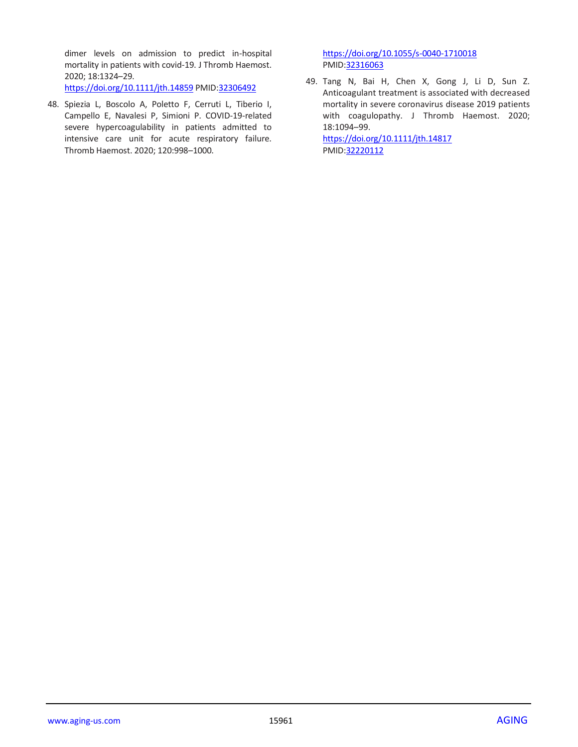dimer levels on admission to predict in-hospital mortality in patients with covid-19. J Thromb Haemost. 2020; 18:1324–29.
https://doi.org/10.1111/jth.14859 PMID:32306492

48. Spiezia L, Boscolo A, Poletto F, Cerruti L, Tiberio I, Campello E, Navalesi P, Simioni P. COVID-19-related severe hypercoagulability in patients admitted to intensive care unit for acute respiratory failure. Thromb Haemost. 2020; 120:998–1000.
https://doi.org/10.1055/s-0040-1710018
PMID:32316063

49. Tang N, Bai H, Chen X, Gong J, Li D, Sun Z. Anticoagulant treatment is associated with decreased mortality in severe coronavirus disease 2019 patients with coagulopathy. J Thromb Haemost. 2020; 18:1094–99.
https://doi.org/10.1111/jth.14817
PMID:32220112